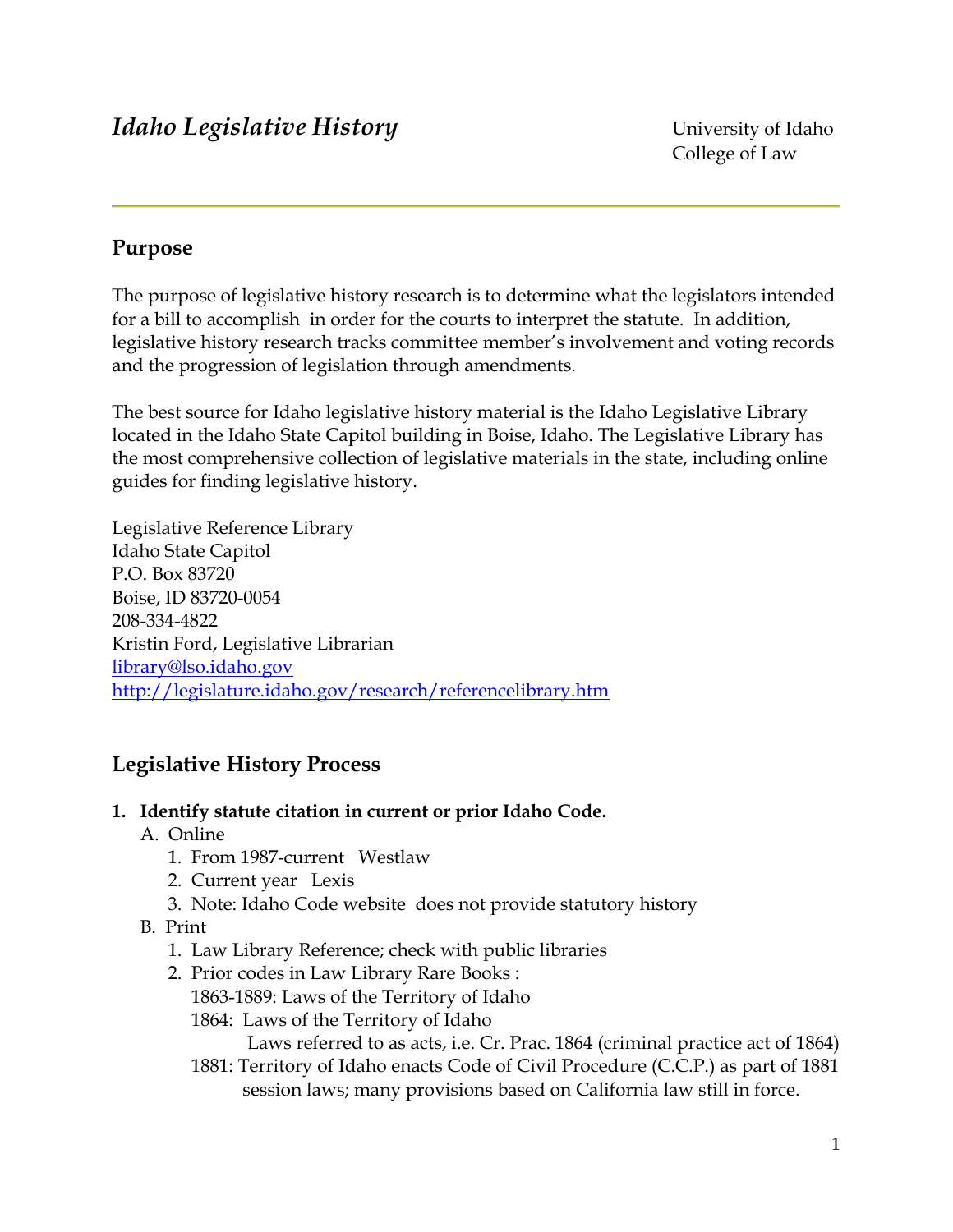# *Idaho Legislative History*

University of Idaho
College of Law

---

## Purpose

The purpose of legislative history research is to determine what the legislators intended for a bill to accomplish in order for the courts to interpret the statute. In addition, legislative history research tracks committee member's involvement and voting records and the progression of legislation through amendments.

The best source for Idaho legislative history material is the Idaho Legislative Library located in the Idaho State Capitol building in Boise, Idaho. The Legislative Library has the most comprehensive collection of legislative materials in the state, including online guides for finding legislative history.

Legislative Reference Library
Idaho State Capitol
P.O. Box 83720
Boise, ID 83720-0054
208-334-4822
Kristin Ford, Legislative Librarian
library@lso.idaho.gov
http://legislature.idaho.gov/research/referencelibrary.htm

## Legislative History Process

1. **Identify statute citation in current or prior Idaho Code.**
   A. Online
      1. From 1987-current Westlaw
      2. Current year Lexis
      3. Note: Idaho Code website does not provide statutory history
   B. Print
      1. Law Library Reference; check with public libraries
      2. Prior codes in Law Library Rare Books :
         1863-1889: Laws of the Territory of Idaho
         1864: Laws of the Territory of Idaho
            Laws referred to as acts, i.e. Cr. Prac. 1864 (criminal practice act of 1864)
         1881: Territory of Idaho enacts Code of Civil Procedure (C.C.P.) as part of 1881 session laws; many provisions based on California law still in force.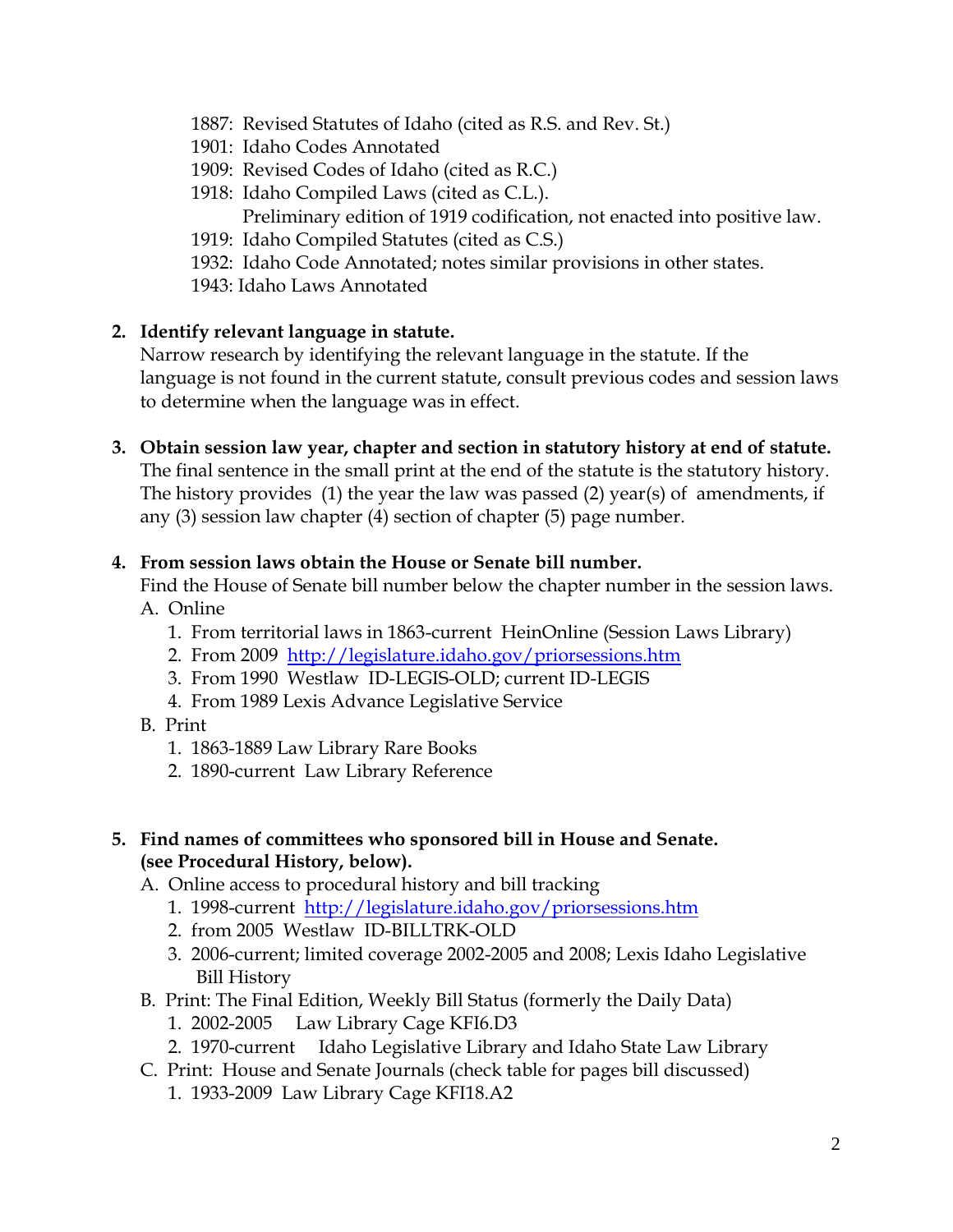1887: Revised Statutes of Idaho (cited as R.S. and Rev. St.)
1901: Idaho Codes Annotated
1909: Revised Codes of Idaho (cited as R.C.)
1918: Idaho Compiled Laws (cited as C.L.).
  Preliminary edition of 1919 codification, not enacted into positive law.
1919: Idaho Compiled Statutes (cited as C.S.)
1932: Idaho Code Annotated; notes similar provisions in other states.
1943: Idaho Laws Annotated

2. **Identify relevant language in statute.**
   Narrow research by identifying the relevant language in the statute. If the language is not found in the current statute, consult previous codes and session laws to determine when the language was in effect.

3. **Obtain session law year, chapter and section in statutory history at end of statute.**
   The final sentence in the small print at the end of the statute is the statutory history. The history provides (1) the year the law was passed (2) year(s) of amendments, if any (3) session law chapter (4) section of chapter (5) page number.

4. **From session laws obtain the House or Senate bill number.**
   Find the House of Senate bill number below the chapter number in the session laws.
   A. Online
      1. From territorial laws in 1863-current HeinOnline (Session Laws Library)
      2. From 2009 http://legislature.idaho.gov/priorsessions.htm
      3. From 1990 Westlaw ID-LEGIS-OLD; current ID-LEGIS
      4. From 1989 Lexis Advance Legislative Service
   B. Print
      1. 1863-1889 Law Library Rare Books
      2. 1890-current Law Library Reference

5. **Find names of committees who sponsored bill in House and Senate. (see Procedural History, below).**
   A. Online access to procedural history and bill tracking
      1. 1998-current http://legislature.idaho.gov/priorsessions.htm
      2. from 2005 Westlaw ID-BILLTRK-OLD
      3. 2006-current; limited coverage 2002-2005 and 2008; Lexis Idaho Legislative Bill History
   B. Print: The Final Edition, Weekly Bill Status (formerly the Daily Data)
      1. 2002-2005 Law Library Cage KFI6.D3
      2. 1970-current Idaho Legislative Library and Idaho State Law Library
   C. Print: House and Senate Journals (check table for pages bill discussed)
      1. 1933-2009 Law Library Cage KFI18.A2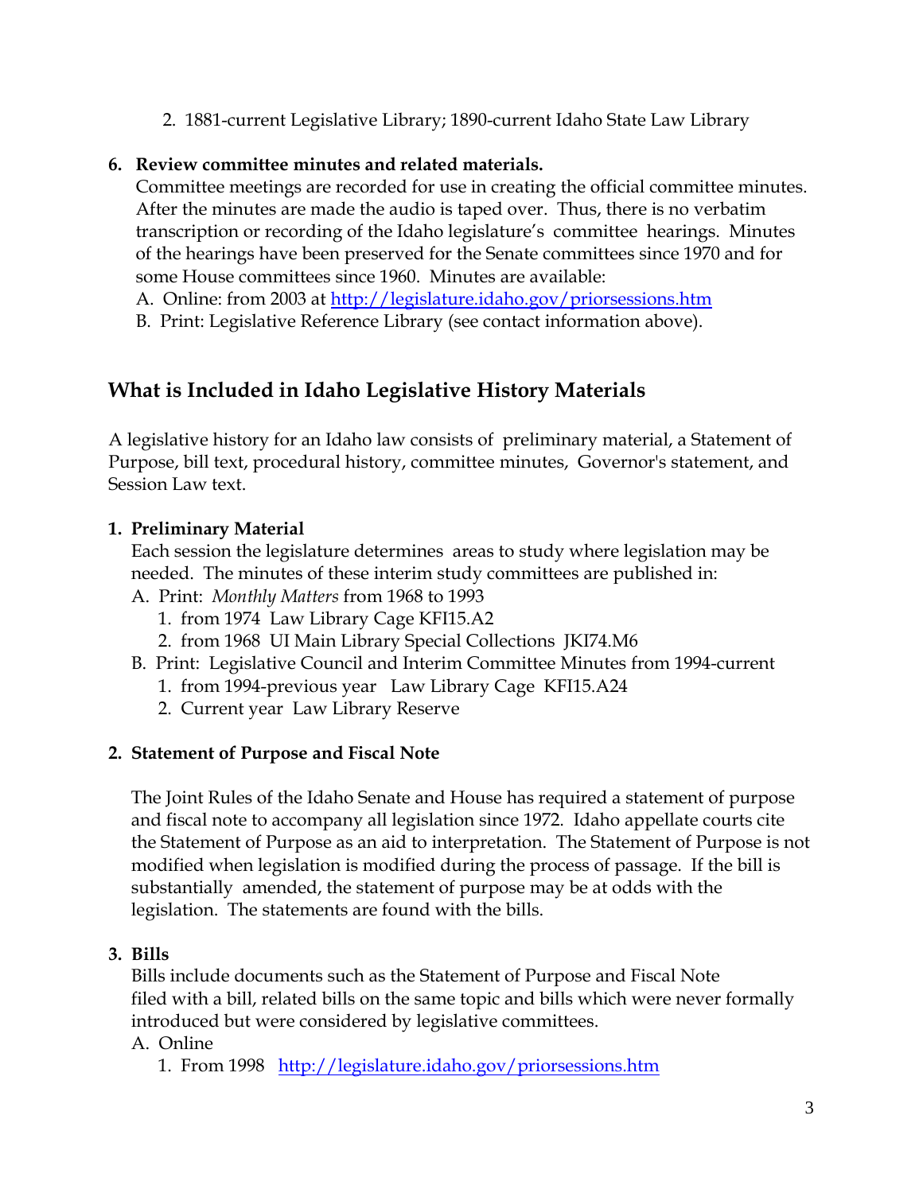2. 1881-current Legislative Library; 1890-current Idaho State Law Library

**6. Review committee minutes and related materials.**

Committee meetings are recorded for use in creating the official committee minutes. After the minutes are made the audio is taped over. Thus, there is no verbatim transcription or recording of the Idaho legislature's committee hearings. Minutes of the hearings have been preserved for the Senate committees since 1970 and for some House committees since 1960. Minutes are available:

A. Online: from 2003 at http://legislature.idaho.gov/priorsessions.htm

B. Print: Legislative Reference Library (see contact information above).

## What is Included in Idaho Legislative History Materials

A legislative history for an Idaho law consists of preliminary material, a Statement of Purpose, bill text, procedural history, committee minutes, Governor's statement, and Session Law text.

**1. Preliminary Material**

Each session the legislature determines areas to study where legislation may be needed. The minutes of these interim study committees are published in:

A. Print: *Monthly Matters* from 1968 to 1993
   1. from 1974 Law Library Cage KFI15.A2
   2. from 1968 UI Main Library Special Collections JKI74.M6

B. Print: Legislative Council and Interim Committee Minutes from 1994-current
   1. from 1994-previous year Law Library Cage KFI15.A24
   2. Current year Law Library Reserve

**2. Statement of Purpose and Fiscal Note**

The Joint Rules of the Idaho Senate and House has required a statement of purpose and fiscal note to accompany all legislation since 1972. Idaho appellate courts cite the Statement of Purpose as an aid to interpretation. The Statement of Purpose is not modified when legislation is modified during the process of passage. If the bill is substantially amended, the statement of purpose may be at odds with the legislation. The statements are found with the bills.

**3. Bills**

Bills include documents such as the Statement of Purpose and Fiscal Note filed with a bill, related bills on the same topic and bills which were never formally introduced but were considered by legislative committees.

A. Online
   1. From 1998 http://legislature.idaho.gov/priorsessions.htm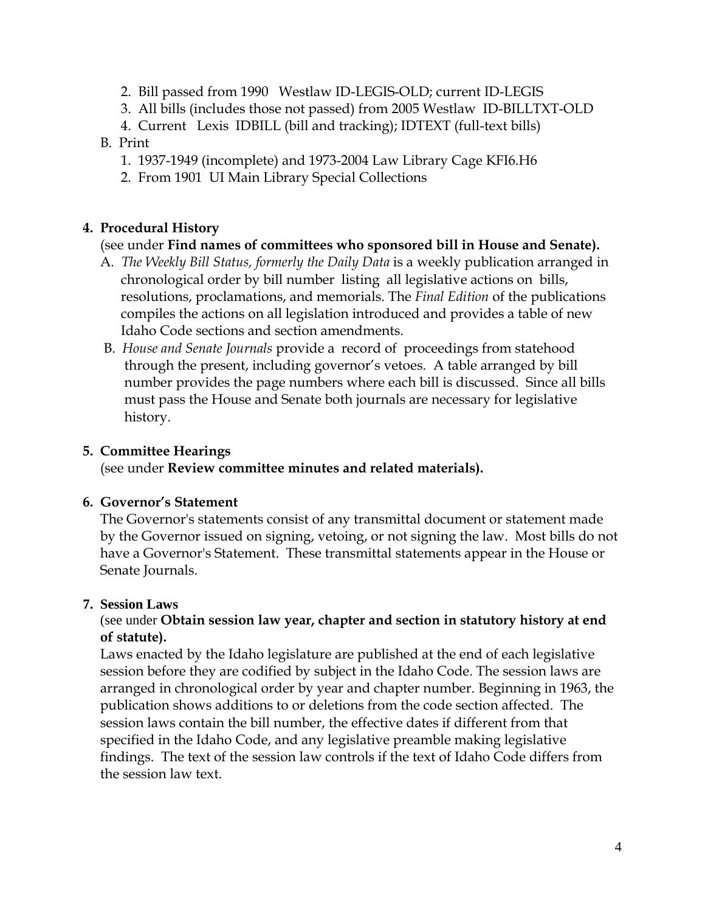2. Bill passed from 1990 Westlaw ID-LEGIS-OLD; current ID-LEGIS
3. All bills (includes those not passed) from 2005 Westlaw ID-BILLTXT-OLD
4. Current Lexis IDBILL (bill and tracking); IDTEXT (full-text bills)

B. Print
1. 1937-1949 (incomplete) and 1973-2004 Law Library Cage KFI6.H6
2. From 1901 UI Main Library Special Collections

**4. Procedural History**

(see under **Find names of committees who sponsored bill in House and Senate).**

A. *The Weekly Bill Status, formerly the Daily Data* is a weekly publication arranged in chronological order by bill number listing all legislative actions on bills, resolutions, proclamations, and memorials. The *Final Edition* of the publications compiles the actions on all legislation introduced and provides a table of new Idaho Code sections and section amendments.

B. *House and Senate Journals* provide a record of proceedings from statehood through the present, including governor's vetoes. A table arranged by bill number provides the page numbers where each bill is discussed. Since all bills must pass the House and Senate both journals are necessary for legislative history.

**5. Committee Hearings**

(see under **Review committee minutes and related materials).**

**6. Governor's Statement**

The Governor's statements consist of any transmittal document or statement made by the Governor issued on signing, vetoing, or not signing the law. Most bills do not have a Governor's Statement. These transmittal statements appear in the House or Senate Journals.

**7. Session Laws**

(see under **Obtain session law year, chapter and section in statutory history at end of statute).**

Laws enacted by the Idaho legislature are published at the end of each legislative session before they are codified by subject in the Idaho Code. The session laws are arranged in chronological order by year and chapter number. Beginning in 1963, the publication shows additions to or deletions from the code section affected. The session laws contain the bill number, the effective dates if different from that specified in the Idaho Code, and any legislative preamble making legislative findings. The text of the session law controls if the text of Idaho Code differs from the session law text.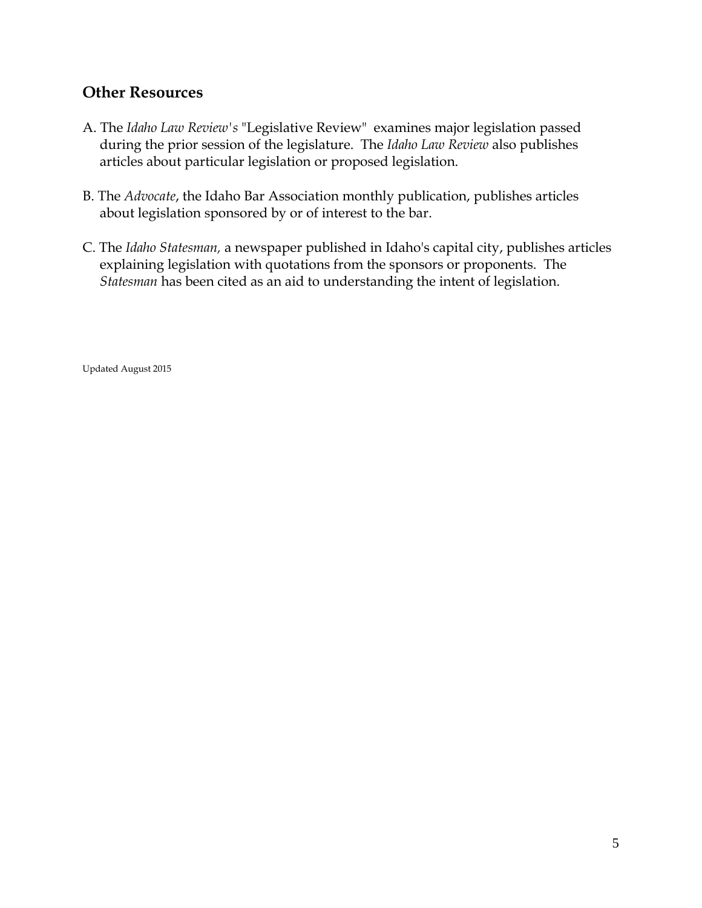## Other Resources

A. The *Idaho Law Review's* "Legislative Review" examines major legislation passed during the prior session of the legislature. The *Idaho Law Review* also publishes articles about particular legislation or proposed legislation.

B. The *Advocate*, the Idaho Bar Association monthly publication, publishes articles about legislation sponsored by or of interest to the bar.

C. The *Idaho Statesman,* a newspaper published in Idaho's capital city, publishes articles explaining legislation with quotations from the sponsors or proponents. The *Statesman* has been cited as an aid to understanding the intent of legislation.

Updated August 2015